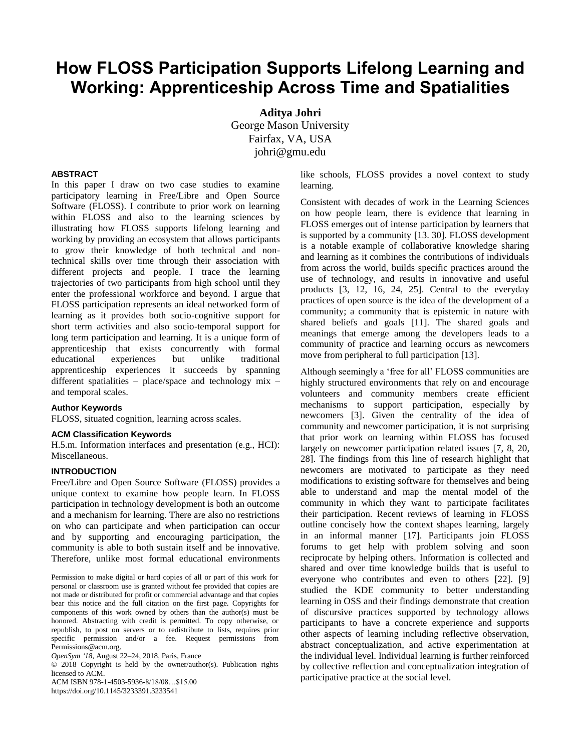# How FLOSS Participation Supports Lifelong Learning and Working: Apprenticeship Across Time and Spatialities

**Aditya Johri**
George Mason University
Fairfax, VA, USA
johri@gmu.edu

## ABSTRACT

In this paper I draw on two case studies to examine participatory learning in Free/Libre and Open Source Software (FLOSS). I contribute to prior work on learning within FLOSS and also to the learning sciences by illustrating how FLOSS supports lifelong learning and working by providing an ecosystem that allows participants to grow their knowledge of both technical and non-technical skills over time through their association with different projects and people. I trace the learning trajectories of two participants from high school until they enter the professional workforce and beyond. I argue that FLOSS participation represents an ideal networked form of learning as it provides both socio-cognitive support for short term activities and also socio-temporal support for long term participation and learning. It is a unique form of apprenticeship that exists concurrently with formal educational experiences but unlike traditional apprenticeship experiences it succeeds by spanning different spatialities – place/space and technology mix – and temporal scales.

### Author Keywords

FLOSS, situated cognition, learning across scales.

### ACM Classification Keywords

H.5.m. Information interfaces and presentation (e.g., HCI): Miscellaneous.

## INTRODUCTION

Free/Libre and Open Source Software (FLOSS) provides a unique context to examine how people learn. In FLOSS participation in technology development is both an outcome and a mechanism for learning. There are also no restrictions on who can participate and when participation can occur and by supporting and encouraging participation, the community is able to both sustain itself and be innovative. Therefore, unlike most formal educational environments like schools, FLOSS provides a novel context to study learning.

Permission to make digital or hard copies of all or part of this work for personal or classroom use is granted without fee provided that copies are not made or distributed for profit or commercial advantage and that copies bear this notice and the full citation on the first page. Copyrights for components of this work owned by others than the author(s) must be honored. Abstracting with credit is permitted. To copy otherwise, or republish, to post on servers or to redistribute to lists, requires prior specific permission and/or a fee. Request permissions from Permissions@acm.org.
*OpenSym '18*, August 22–24, 2018, Paris, France
© 2018 Copyright is held by the owner/author(s). Publication rights licensed to ACM.
ACM ISBN 978-1-4503-5936-8/18/08…$15.00
https://doi.org/10.1145/3233391.3233541

Consistent with decades of work in the Learning Sciences on how people learn, there is evidence that learning in FLOSS emerges out of intense participation by learners that is supported by a community [13. 30]. FLOSS development is a notable example of collaborative knowledge sharing and learning as it combines the contributions of individuals from across the world, builds specific practices around the use of technology, and results in innovative and useful products [3, 12, 16, 24, 25]. Central to the everyday practices of open source is the idea of the development of a community; a community that is epistemic in nature with shared beliefs and goals [11]. The shared goals and meanings that emerge among the developers leads to a community of practice and learning occurs as newcomers move from peripheral to full participation [13].

Although seemingly a 'free for all' FLOSS communities are highly structured environments that rely on and encourage volunteers and community members create efficient mechanisms to support participation, especially by newcomers [3]. Given the centrality of the idea of community and newcomer participation, it is not surprising that prior work on learning within FLOSS has focused largely on newcomer participation related issues [7, 8, 20, 28]. The findings from this line of research highlight that newcomers are motivated to participate as they need modifications to existing software for themselves and being able to understand and map the mental model of the community in which they want to participate facilitates their participation. Recent reviews of learning in FLOSS outline concisely how the context shapes learning, largely in an informal manner [17]. Participants join FLOSS forums to get help with problem solving and soon reciprocate by helping others. Information is collected and shared and over time knowledge builds that is useful to everyone who contributes and even to others [22]. [9] studied the KDE community to better understanding learning in OSS and their findings demonstrate that creation of discursive practices supported by technology allows participants to have a concrete experience and supports other aspects of learning including reflective observation, abstract conceptualization, and active experimentation at the individual level. Individual learning is further reinforced by collective reflection and conceptualization integration of participative practice at the social level.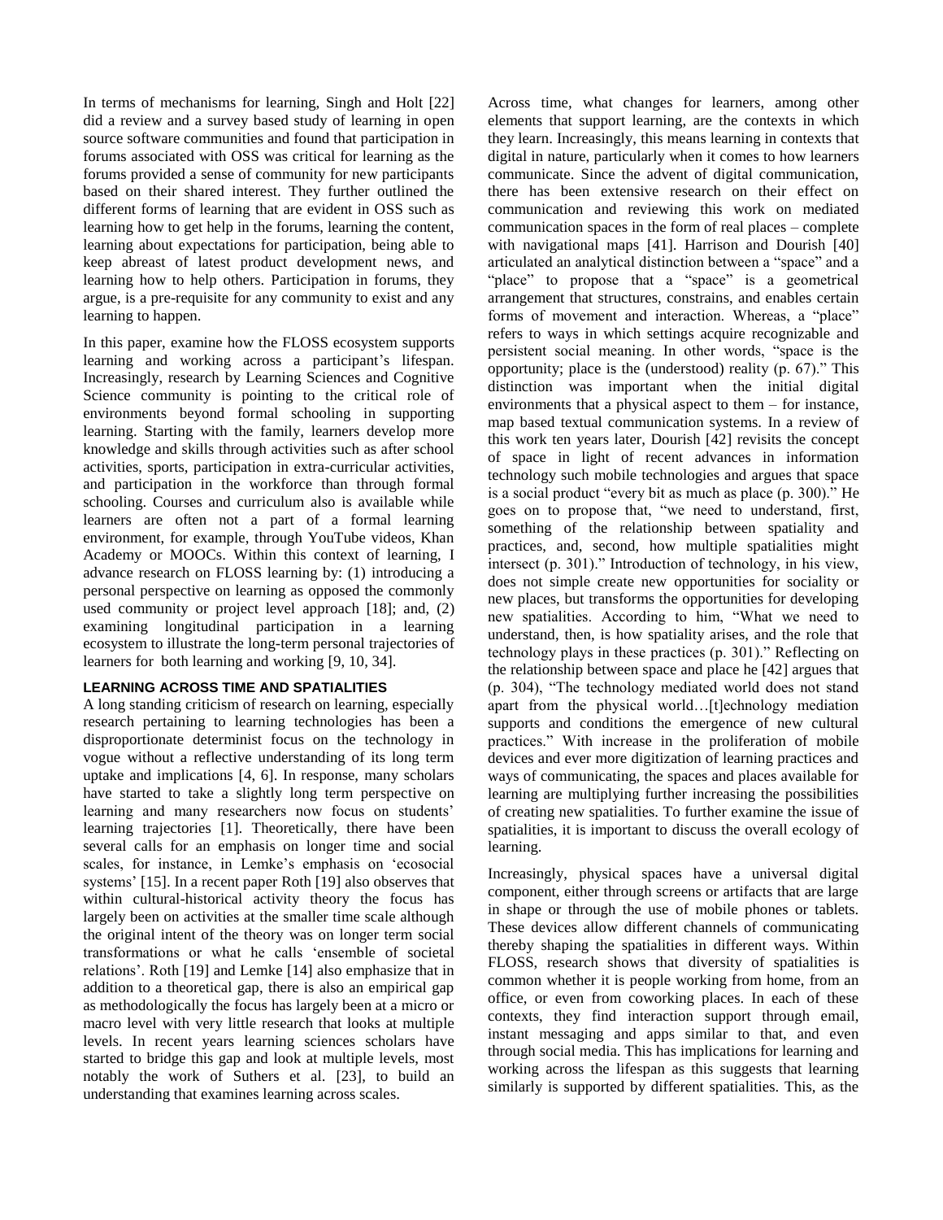In terms of mechanisms for learning, Singh and Holt [22] did a review and a survey based study of learning in open source software communities and found that participation in forums associated with OSS was critical for learning as the forums provided a sense of community for new participants based on their shared interest. They further outlined the different forms of learning that are evident in OSS such as learning how to get help in the forums, learning the content, learning about expectations for participation, being able to keep abreast of latest product development news, and learning how to help others. Participation in forums, they argue, is a pre-requisite for any community to exist and any learning to happen.

In this paper, examine how the FLOSS ecosystem supports learning and working across a participant's lifespan. Increasingly, research by Learning Sciences and Cognitive Science community is pointing to the critical role of environments beyond formal schooling in supporting learning. Starting with the family, learners develop more knowledge and skills through activities such as after school activities, sports, participation in extra-curricular activities, and participation in the workforce than through formal schooling. Courses and curriculum also is available while learners are often not a part of a formal learning environment, for example, through YouTube videos, Khan Academy or MOOCs. Within this context of learning, I advance research on FLOSS learning by: (1) introducing a personal perspective on learning as opposed the commonly used community or project level approach [18]; and, (2) examining longitudinal participation in a learning ecosystem to illustrate the long-term personal trajectories of learners for both learning and working [9, 10, 34].

## LEARNING ACROSS TIME AND SPATIALITIES

A long standing criticism of research on learning, especially research pertaining to learning technologies has been a disproportionate determinist focus on the technology in vogue without a reflective understanding of its long term uptake and implications [4, 6]. In response, many scholars have started to take a slightly long term perspective on learning and many researchers now focus on students' learning trajectories [1]. Theoretically, there have been several calls for an emphasis on longer time and social scales, for instance, in Lemke's emphasis on 'ecosocial systems' [15]. In a recent paper Roth [19] also observes that within cultural-historical activity theory the focus has largely been on activities at the smaller time scale although the original intent of the theory was on longer term social transformations or what he calls 'ensemble of societal relations'. Roth [19] and Lemke [14] also emphasize that in addition to a theoretical gap, there is also an empirical gap as methodologically the focus has largely been at a micro or macro level with very little research that looks at multiple levels. In recent years learning sciences scholars have started to bridge this gap and look at multiple levels, most notably the work of Suthers et al. [23], to build an understanding that examines learning across scales.

Across time, what changes for learners, among other elements that support learning, are the contexts in which they learn. Increasingly, this means learning in contexts that digital in nature, particularly when it comes to how learners communicate. Since the advent of digital communication, there has been extensive research on their effect on communication and reviewing this work on mediated communication spaces in the form of real places – complete with navigational maps [41]. Harrison and Dourish [40] articulated an analytical distinction between a "space" and a "place" to propose that a "space" is a geometrical arrangement that structures, constrains, and enables certain forms of movement and interaction. Whereas, a "place" refers to ways in which settings acquire recognizable and persistent social meaning. In other words, "space is the opportunity; place is the (understood) reality (p. 67)." This distinction was important when the initial digital environments that a physical aspect to them – for instance, map based textual communication systems. In a review of this work ten years later, Dourish [42] revisits the concept of space in light of recent advances in information technology such mobile technologies and argues that space is a social product "every bit as much as place (p. 300)." He goes on to propose that, "we need to understand, first, something of the relationship between spatiality and practices, and, second, how multiple spatialities might intersect (p. 301)." Introduction of technology, in his view, does not simple create new opportunities for sociality or new places, but transforms the opportunities for developing new spatialities. According to him, "What we need to understand, then, is how spatiality arises, and the role that technology plays in these practices (p. 301)." Reflecting on the relationship between space and place he [42] argues that (p. 304), "The technology mediated world does not stand apart from the physical world…[t]echnology mediation supports and conditions the emergence of new cultural practices." With increase in the proliferation of mobile devices and ever more digitization of learning practices and ways of communicating, the spaces and places available for learning are multiplying further increasing the possibilities of creating new spatialities. To further examine the issue of spatialities, it is important to discuss the overall ecology of learning.

Increasingly, physical spaces have a universal digital component, either through screens or artifacts that are large in shape or through the use of mobile phones or tablets. These devices allow different channels of communicating thereby shaping the spatialities in different ways. Within FLOSS, research shows that diversity of spatialities is common whether it is people working from home, from an office, or even from coworking places. In each of these contexts, they find interaction support through email, instant messaging and apps similar to that, and even through social media. This has implications for learning and working across the lifespan as this suggests that learning similarly is supported by different spatialities. This, as the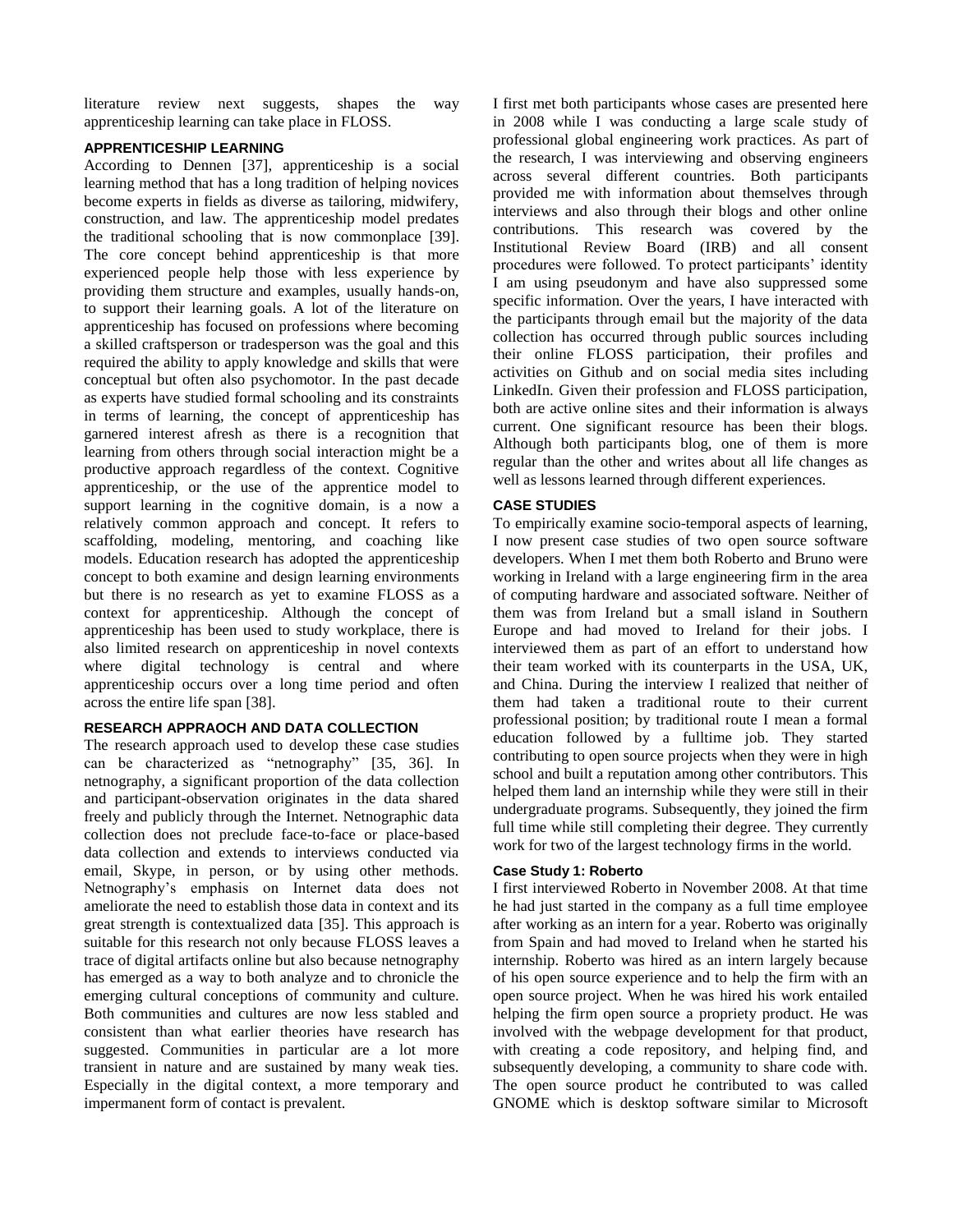literature review next suggests, shapes the way apprenticeship learning can take place in FLOSS.

### APPRENTICESHIP LEARNING

According to Dennen [37], apprenticeship is a social learning method that has a long tradition of helping novices become experts in fields as diverse as tailoring, midwifery, construction, and law. The apprenticeship model predates the traditional schooling that is now commonplace [39]. The core concept behind apprenticeship is that more experienced people help those with less experience by providing them structure and examples, usually hands-on, to support their learning goals. A lot of the literature on apprenticeship has focused on professions where becoming a skilled craftsperson or tradesperson was the goal and this required the ability to apply knowledge and skills that were conceptual but often also psychomotor. In the past decade as experts have studied formal schooling and its constraints in terms of learning, the concept of apprenticeship has garnered interest afresh as there is a recognition that learning from others through social interaction might be a productive approach regardless of the context. Cognitive apprenticeship, or the use of the apprentice model to support learning in the cognitive domain, is a now a relatively common approach and concept. It refers to scaffolding, modeling, mentoring, and coaching like models. Education research has adopted the apprenticeship concept to both examine and design learning environments but there is no research as yet to examine FLOSS as a context for apprenticeship. Although the concept of apprenticeship has been used to study workplace, there is also limited research on apprenticeship in novel contexts where digital technology is central and where apprenticeship occurs over a long time period and often across the entire life span [38].

### RESEARCH APPRAOCH AND DATA COLLECTION

The research approach used to develop these case studies can be characterized as "netnography" [35, 36]. In netnography, a significant proportion of the data collection and participant-observation originates in the data shared freely and publicly through the Internet. Netnographic data collection does not preclude face-to-face or place-based data collection and extends to interviews conducted via email, Skype, in person, or by using other methods. Netnography's emphasis on Internet data does not ameliorate the need to establish those data in context and its great strength is contextualized data [35]. This approach is suitable for this research not only because FLOSS leaves a trace of digital artifacts online but also because netnography has emerged as a way to both analyze and to chronicle the emerging cultural conceptions of community and culture. Both communities and cultures are now less stabled and consistent than what earlier theories have research has suggested. Communities in particular are a lot more transient in nature and are sustained by many weak ties. Especially in the digital context, a more temporary and impermanent form of contact is prevalent.

I first met both participants whose cases are presented here in 2008 while I was conducting a large scale study of professional global engineering work practices. As part of the research, I was interviewing and observing engineers across several different countries. Both participants provided me with information about themselves through interviews and also through their blogs and other online contributions. This research was covered by the Institutional Review Board (IRB) and all consent procedures were followed. To protect participants' identity I am using pseudonym and have also suppressed some specific information. Over the years, I have interacted with the participants through email but the majority of the data collection has occurred through public sources including their online FLOSS participation, their profiles and activities on Github and on social media sites including LinkedIn. Given their profession and FLOSS participation, both are active online sites and their information is always current. One significant resource has been their blogs. Although both participants blog, one of them is more regular than the other and writes about all life changes as well as lessons learned through different experiences.

### CASE STUDIES

To empirically examine socio-temporal aspects of learning, I now present case studies of two open source software developers. When I met them both Roberto and Bruno were working in Ireland with a large engineering firm in the area of computing hardware and associated software. Neither of them was from Ireland but a small island in Southern Europe and had moved to Ireland for their jobs. I interviewed them as part of an effort to understand how their team worked with its counterparts in the USA, UK, and China. During the interview I realized that neither of them had taken a traditional route to their current professional position; by traditional route I mean a formal education followed by a fulltime job. They started contributing to open source projects when they were in high school and built a reputation among other contributors. This helped them land an internship while they were still in their undergraduate programs. Subsequently, they joined the firm full time while still completing their degree. They currently work for two of the largest technology firms in the world.

#### Case Study 1: Roberto

I first interviewed Roberto in November 2008. At that time he had just started in the company as a full time employee after working as an intern for a year. Roberto was originally from Spain and had moved to Ireland when he started his internship. Roberto was hired as an intern largely because of his open source experience and to help the firm with an open source project. When he was hired his work entailed helping the firm open source a propriety product. He was involved with the webpage development for that product, with creating a code repository, and helping find, and subsequently developing, a community to share code with. The open source product he contributed to was called GNOME which is desktop software similar to Microsoft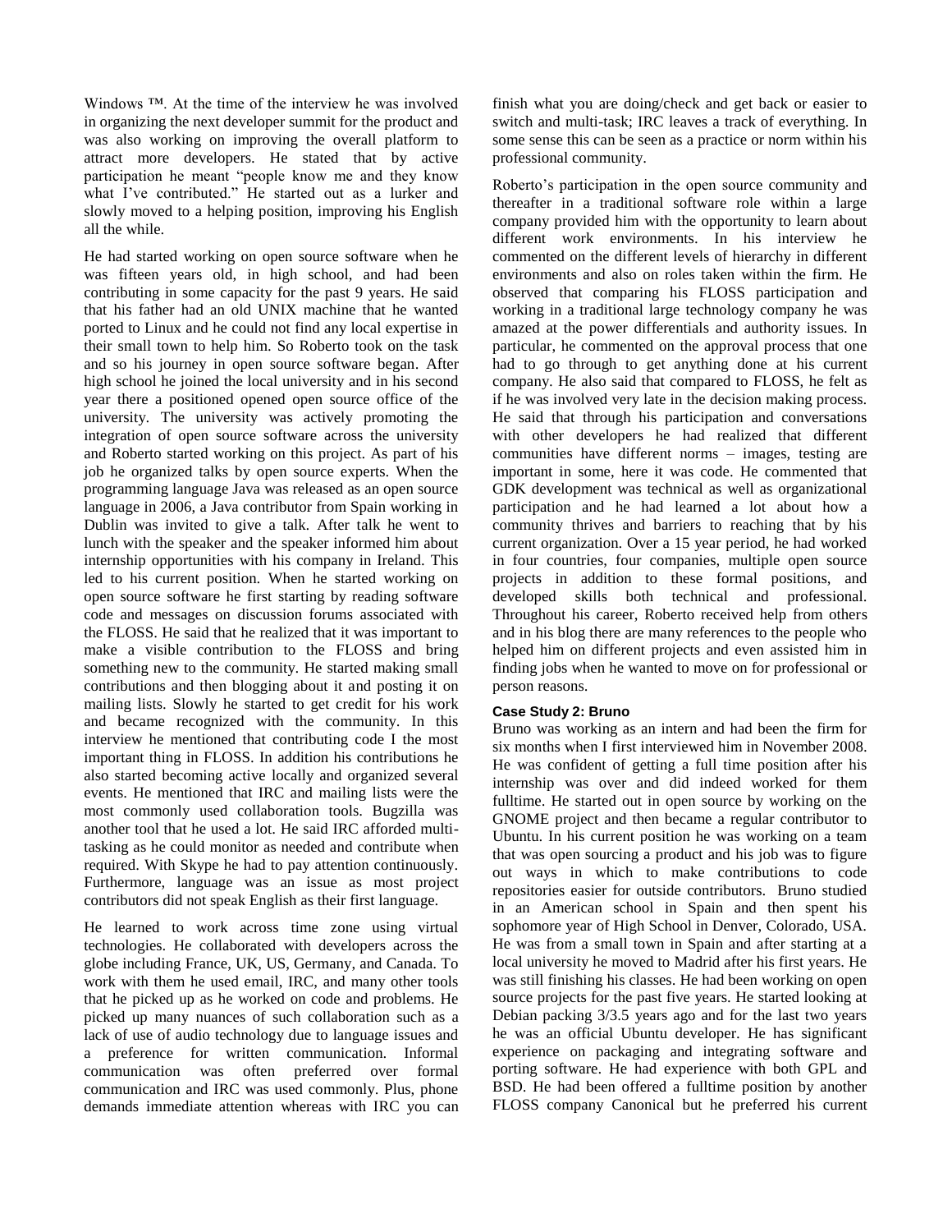Windows ™. At the time of the interview he was involved in organizing the next developer summit for the product and was also working on improving the overall platform to attract more developers. He stated that by active participation he meant "people know me and they know what I've contributed." He started out as a lurker and slowly moved to a helping position, improving his English all the while.

He had started working on open source software when he was fifteen years old, in high school, and had been contributing in some capacity for the past 9 years. He said that his father had an old UNIX machine that he wanted ported to Linux and he could not find any local expertise in their small town to help him. So Roberto took on the task and so his journey in open source software began. After high school he joined the local university and in his second year there a positioned opened open source office of the university. The university was actively promoting the integration of open source software across the university and Roberto started working on this project. As part of his job he organized talks by open source experts. When the programming language Java was released as an open source language in 2006, a Java contributor from Spain working in Dublin was invited to give a talk. After talk he went to lunch with the speaker and the speaker informed him about internship opportunities with his company in Ireland. This led to his current position. When he started working on open source software he first starting by reading software code and messages on discussion forums associated with the FLOSS. He said that he realized that it was important to make a visible contribution to the FLOSS and bring something new to the community. He started making small contributions and then blogging about it and posting it on mailing lists. Slowly he started to get credit for his work and became recognized with the community. In this interview he mentioned that contributing code I the most important thing in FLOSS. In addition his contributions he also started becoming active locally and organized several events. He mentioned that IRC and mailing lists were the most commonly used collaboration tools. Bugzilla was another tool that he used a lot. He said IRC afforded multi-tasking as he could monitor as needed and contribute when required. With Skype he had to pay attention continuously. Furthermore, language was an issue as most project contributors did not speak English as their first language.

He learned to work across time zone using virtual technologies. He collaborated with developers across the globe including France, UK, US, Germany, and Canada. To work with them he used email, IRC, and many other tools that he picked up as he worked on code and problems. He picked up many nuances of such collaboration such as a lack of use of audio technology due to language issues and a preference for written communication. Informal communication was often preferred over formal communication and IRC was used commonly. Plus, phone demands immediate attention whereas with IRC you can finish what you are doing/check and get back or easier to switch and multi-task; IRC leaves a track of everything. In some sense this can be seen as a practice or norm within his professional community.

Roberto's participation in the open source community and thereafter in a traditional software role within a large company provided him with the opportunity to learn about different work environments. In his interview he commented on the different levels of hierarchy in different environments and also on roles taken within the firm. He observed that comparing his FLOSS participation and working in a traditional large technology company he was amazed at the power differentials and authority issues. In particular, he commented on the approval process that one had to go through to get anything done at his current company. He also said that compared to FLOSS, he felt as if he was involved very late in the decision making process. He said that through his participation and conversations with other developers he had realized that different communities have different norms – images, testing are important in some, here it was code. He commented that GDK development was technical as well as organizational participation and he had learned a lot about how a community thrives and barriers to reaching that by his current organization. Over a 15 year period, he had worked in four countries, four companies, multiple open source projects in addition to these formal positions, and developed skills both technical and professional. Throughout his career, Roberto received help from others and in his blog there are many references to the people who helped him on different projects and even assisted him in finding jobs when he wanted to move on for professional or person reasons.

#### Case Study 2: Bruno

Bruno was working as an intern and had been the firm for six months when I first interviewed him in November 2008. He was confident of getting a full time position after his internship was over and did indeed worked for them fulltime. He started out in open source by working on the GNOME project and then became a regular contributor to Ubuntu. In his current position he was working on a team that was open sourcing a product and his job was to figure out ways in which to make contributions to code repositories easier for outside contributors. Bruno studied in an American school in Spain and then spent his sophomore year of High School in Denver, Colorado, USA. He was from a small town in Spain and after starting at a local university he moved to Madrid after his first years. He was still finishing his classes. He had been working on open source projects for the past five years. He started looking at Debian packing 3/3.5 years ago and for the last two years he was an official Ubuntu developer. He has significant experience on packaging and integrating software and porting software. He had experience with both GPL and BSD. He had been offered a fulltime position by another FLOSS company Canonical but he preferred his current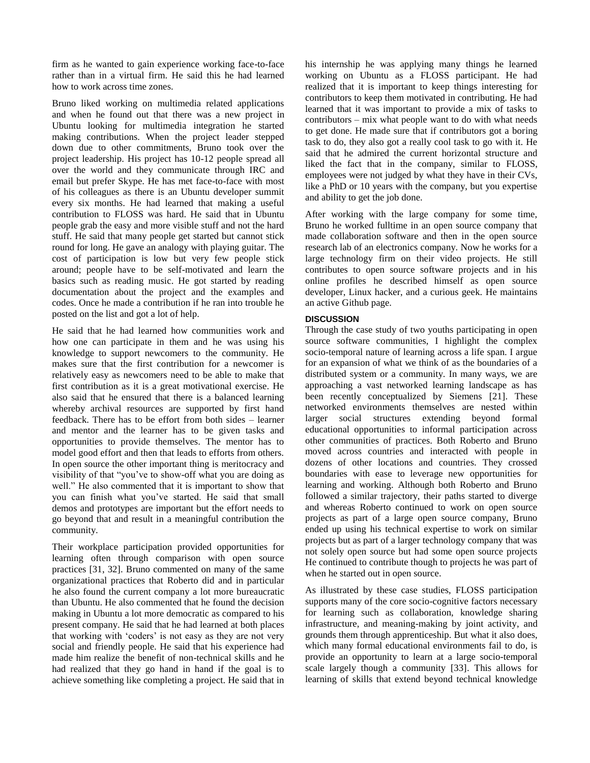firm as he wanted to gain experience working face-to-face rather than in a virtual firm. He said this he had learned how to work across time zones.

Bruno liked working on multimedia related applications and when he found out that there was a new project in Ubuntu looking for multimedia integration he started making contributions. When the project leader stepped down due to other commitments, Bruno took over the project leadership. His project has 10-12 people spread all over the world and they communicate through IRC and email but prefer Skype. He has met face-to-face with most of his colleagues as there is an Ubuntu developer summit every six months. He had learned that making a useful contribution to FLOSS was hard. He said that in Ubuntu people grab the easy and more visible stuff and not the hard stuff. He said that many people get started but cannot stick round for long. He gave an analogy with playing guitar. The cost of participation is low but very few people stick around; people have to be self-motivated and learn the basics such as reading music. He got started by reading documentation about the project and the examples and codes. Once he made a contribution if he ran into trouble he posted on the list and got a lot of help.

He said that he had learned how communities work and how one can participate in them and he was using his knowledge to support newcomers to the community. He makes sure that the first contribution for a newcomer is relatively easy as newcomers need to be able to make that first contribution as it is a great motivational exercise. He also said that he ensured that there is a balanced learning whereby archival resources are supported by first hand feedback. There has to be effort from both sides – learner and mentor and the learner has to be given tasks and opportunities to provide themselves. The mentor has to model good effort and then that leads to efforts from others. In open source the other important thing is meritocracy and visibility of that "you've to show-off what you are doing as well." He also commented that it is important to show that you can finish what you've started. He said that small demos and prototypes are important but the effort needs to go beyond that and result in a meaningful contribution the community.

Their workplace participation provided opportunities for learning often through comparison with open source practices [31, 32]. Bruno commented on many of the same organizational practices that Roberto did and in particular he also found the current company a lot more bureaucratic than Ubuntu. He also commented that he found the decision making in Ubuntu a lot more democratic as compared to his present company. He said that he had learned at both places that working with 'coders' is not easy as they are not very social and friendly people. He said that his experience had made him realize the benefit of non-technical skills and he had realized that they go hand in hand if the goal is to achieve something like completing a project. He said that in his internship he was applying many things he learned working on Ubuntu as a FLOSS participant. He had realized that it is important to keep things interesting for contributors to keep them motivated in contributing. He had learned that it was important to provide a mix of tasks to contributors – mix what people want to do with what needs to get done. He made sure that if contributors got a boring task to do, they also got a really cool task to go with it. He said that he admired the current horizontal structure and liked the fact that in the company, similar to FLOSS, employees were not judged by what they have in their CVs, like a PhD or 10 years with the company, but you expertise and ability to get the job done.

After working with the large company for some time, Bruno he worked fulltime in an open source company that made collaboration software and then in the open source research lab of an electronics company. Now he works for a large technology firm on their video projects. He still contributes to open source software projects and in his online profiles he described himself as open source developer, Linux hacker, and a curious geek. He maintains an active Github page.

## DISCUSSION

Through the case study of two youths participating in open source software communities, I highlight the complex socio-temporal nature of learning across a life span. I argue for an expansion of what we think of as the boundaries of a distributed system or a community. In many ways, we are approaching a vast networked learning landscape as has been recently conceptualized by Siemens [21]. These networked environments themselves are nested within larger social structures extending beyond formal educational opportunities to informal participation across other communities of practices. Both Roberto and Bruno moved across countries and interacted with people in dozens of other locations and countries. They crossed boundaries with ease to leverage new opportunities for learning and working. Although both Roberto and Bruno followed a similar trajectory, their paths started to diverge and whereas Roberto continued to work on open source projects as part of a large open source company, Bruno ended up using his technical expertise to work on similar projects but as part of a larger technology company that was not solely open source but had some open source projects He continued to contribute though to projects he was part of when he started out in open source.

As illustrated by these case studies, FLOSS participation supports many of the core socio-cognitive factors necessary for learning such as collaboration, knowledge sharing infrastructure, and meaning-making by joint activity, and grounds them through apprenticeship. But what it also does, which many formal educational environments fail to do, is provide an opportunity to learn at a large socio-temporal scale largely though a community [33]. This allows for learning of skills that extend beyond technical knowledge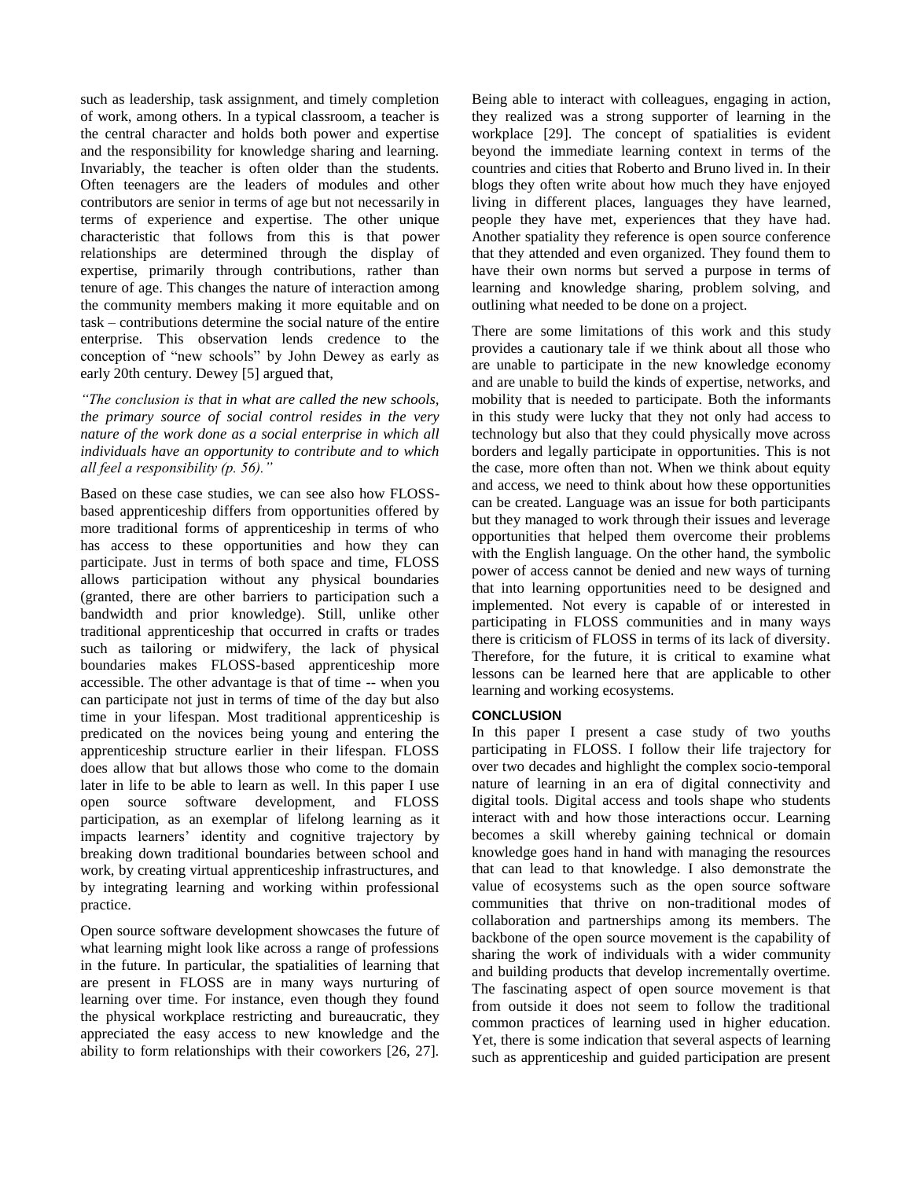such as leadership, task assignment, and timely completion of work, among others. In a typical classroom, a teacher is the central character and holds both power and expertise and the responsibility for knowledge sharing and learning. Invariably, the teacher is often older than the students. Often teenagers are the leaders of modules and other contributors are senior in terms of age but not necessarily in terms of experience and expertise. The other unique characteristic that follows from this is that power relationships are determined through the display of expertise, primarily through contributions, rather than tenure of age. This changes the nature of interaction among the community members making it more equitable and on task – contributions determine the social nature of the entire enterprise. This observation lends credence to the conception of "new schools" by John Dewey as early as early 20th century. Dewey [5] argued that,

*"The conclusion is that in what are called the new schools, the primary source of social control resides in the very nature of the work done as a social enterprise in which all individuals have an opportunity to contribute and to which all feel a responsibility (p. 56)."*

Based on these case studies, we can see also how FLOSS-based apprenticeship differs from opportunities offered by more traditional forms of apprenticeship in terms of who has access to these opportunities and how they can participate. Just in terms of both space and time, FLOSS allows participation without any physical boundaries (granted, there are other barriers to participation such a bandwidth and prior knowledge). Still, unlike other traditional apprenticeship that occurred in crafts or trades such as tailoring or midwifery, the lack of physical boundaries makes FLOSS-based apprenticeship more accessible. The other advantage is that of time -- when you can participate not just in terms of time of the day but also time in your lifespan. Most traditional apprenticeship is predicated on the novices being young and entering the apprenticeship structure earlier in their lifespan. FLOSS does allow that but allows those who come to the domain later in life to be able to learn as well. In this paper I use open source software development, and FLOSS participation, as an exemplar of lifelong learning as it impacts learners' identity and cognitive trajectory by breaking down traditional boundaries between school and work, by creating virtual apprenticeship infrastructures, and by integrating learning and working within professional practice.

Open source software development showcases the future of what learning might look like across a range of professions in the future. In particular, the spatialities of learning that are present in FLOSS are in many ways nurturing of learning over time. For instance, even though they found the physical workplace restricting and bureaucratic, they appreciated the easy access to new knowledge and the ability to form relationships with their coworkers [26, 27]. Being able to interact with colleagues, engaging in action, they realized was a strong supporter of learning in the workplace [29]. The concept of spatialities is evident beyond the immediate learning context in terms of the countries and cities that Roberto and Bruno lived in. In their blogs they often write about how much they have enjoyed living in different places, languages they have learned, people they have met, experiences that they have had. Another spatiality they reference is open source conference that they attended and even organized. They found them to have their own norms but served a purpose in terms of learning and knowledge sharing, problem solving, and outlining what needed to be done on a project.

There are some limitations of this work and this study provides a cautionary tale if we think about all those who are unable to participate in the new knowledge economy and are unable to build the kinds of expertise, networks, and mobility that is needed to participate. Both the informants in this study were lucky that they not only had access to technology but also that they could physically move across borders and legally participate in opportunities. This is not the case, more often than not. When we think about equity and access, we need to think about how these opportunities can be created. Language was an issue for both participants but they managed to work through their issues and leverage opportunities that helped them overcome their problems with the English language. On the other hand, the symbolic power of access cannot be denied and new ways of turning that into learning opportunities need to be designed and implemented. Not every is capable of or interested in participating in FLOSS communities and in many ways there is criticism of FLOSS in terms of its lack of diversity. Therefore, for the future, it is critical to examine what lessons can be learned here that are applicable to other learning and working ecosystems.

## CONCLUSION

In this paper I present a case study of two youths participating in FLOSS. I follow their life trajectory for over two decades and highlight the complex socio-temporal nature of learning in an era of digital connectivity and digital tools. Digital access and tools shape who students interact with and how those interactions occur. Learning becomes a skill whereby gaining technical or domain knowledge goes hand in hand with managing the resources that can lead to that knowledge. I also demonstrate the value of ecosystems such as the open source software communities that thrive on non-traditional modes of collaboration and partnerships among its members. The backbone of the open source movement is the capability of sharing the work of individuals with a wider community and building products that develop incrementally overtime. The fascinating aspect of open source movement is that from outside it does not seem to follow the traditional common practices of learning used in higher education. Yet, there is some indication that several aspects of learning such as apprenticeship and guided participation are present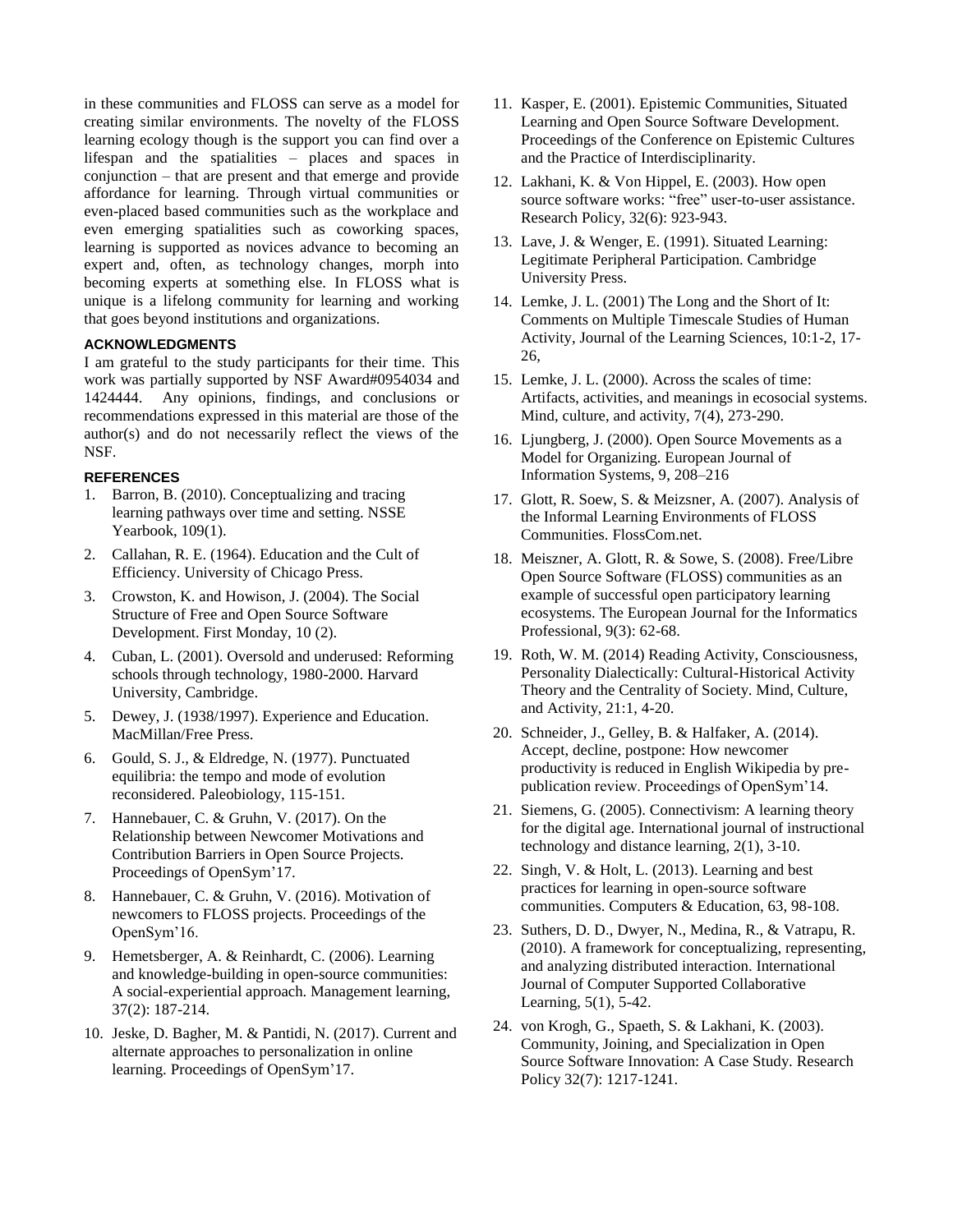in these communities and FLOSS can serve as a model for creating similar environments. The novelty of the FLOSS learning ecology though is the support you can find over a lifespan and the spatialities – places and spaces in conjunction – that are present and that emerge and provide affordance for learning. Through virtual communities or even-placed based communities such as the workplace and even emerging spatialities such as coworking spaces, learning is supported as novices advance to becoming an expert and, often, as technology changes, morph into becoming experts at something else. In FLOSS what is unique is a lifelong community for learning and working that goes beyond institutions and organizations.

## ACKNOWLEDGMENTS

I am grateful to the study participants for their time. This work was partially supported by NSF Award#0954034 and 1424444. Any opinions, findings, and conclusions or recommendations expressed in this material are those of the author(s) and do not necessarily reflect the views of the NSF.

## REFERENCES

1. Barron, B. (2010). Conceptualizing and tracing learning pathways over time and setting. NSSE Yearbook, 109(1).
2. Callahan, R. E. (1964). Education and the Cult of Efficiency. University of Chicago Press.
3. Crowston, K. and Howison, J. (2004). The Social Structure of Free and Open Source Software Development. First Monday, 10 (2).
4. Cuban, L. (2001). Oversold and underused: Reforming schools through technology, 1980-2000. Harvard University, Cambridge.
5. Dewey, J. (1938/1997). Experience and Education. MacMillan/Free Press.
6. Gould, S. J., & Eldredge, N. (1977). Punctuated equilibria: the tempo and mode of evolution reconsidered. Paleobiology, 115-151.
7. Hannebauer, C. & Gruhn, V. (2017). On the Relationship between Newcomer Motivations and Contribution Barriers in Open Source Projects. Proceedings of OpenSym'17.
8. Hannebauer, C. & Gruhn, V. (2016). Motivation of newcomers to FLOSS projects. Proceedings of the OpenSym'16.
9. Hemetsberger, A. & Reinhardt, C. (2006). Learning and knowledge-building in open-source communities: A social-experiential approach. Management learning, 37(2): 187-214.
10. Jeske, D. Bagher, M. & Pantidi, N. (2017). Current and alternate approaches to personalization in online learning. Proceedings of OpenSym'17.
11. Kasper, E. (2001). Epistemic Communities, Situated Learning and Open Source Software Development. Proceedings of the Conference on Epistemic Cultures and the Practice of Interdisciplinarity.
12. Lakhani, K. & Von Hippel, E. (2003). How open source software works: "free" user-to-user assistance. Research Policy, 32(6): 923-943.
13. Lave, J. & Wenger, E. (1991). Situated Learning: Legitimate Peripheral Participation. Cambridge University Press.
14. Lemke, J. L. (2001) The Long and the Short of It: Comments on Multiple Timescale Studies of Human Activity, Journal of the Learning Sciences, 10:1-2, 17-26,
15. Lemke, J. L. (2000). Across the scales of time: Artifacts, activities, and meanings in ecosocial systems. Mind, culture, and activity, 7(4), 273-290.
16. Ljungberg, J. (2000). Open Source Movements as a Model for Organizing. European Journal of Information Systems, 9, 208–216
17. Glott, R. Soew, S. & Meizsner, A. (2007). Analysis of the Informal Learning Environments of FLOSS Communities. FlossCom.net.
18. Meiszner, A. Glott, R. & Sowe, S. (2008). Free/Libre Open Source Software (FLOSS) communities as an example of successful open participatory learning ecosystems. The European Journal for the Informatics Professional, 9(3): 62-68.
19. Roth, W. M. (2014) Reading Activity, Consciousness, Personality Dialectically: Cultural-Historical Activity Theory and the Centrality of Society. Mind, Culture, and Activity, 21:1, 4-20.
20. Schneider, J., Gelley, B. & Halfaker, A. (2014). Accept, decline, postpone: How newcomer productivity is reduced in English Wikipedia by pre-publication review. Proceedings of OpenSym'14.
21. Siemens, G. (2005). Connectivism: A learning theory for the digital age. International journal of instructional technology and distance learning, 2(1), 3-10.
22. Singh, V. & Holt, L. (2013). Learning and best practices for learning in open-source software communities. Computers & Education, 63, 98-108.
23. Suthers, D. D., Dwyer, N., Medina, R., & Vatrapu, R. (2010). A framework for conceptualizing, representing, and analyzing distributed interaction. International Journal of Computer Supported Collaborative Learning, 5(1), 5-42.
24. von Krogh, G., Spaeth, S. & Lakhani, K. (2003). Community, Joining, and Specialization in Open Source Software Innovation: A Case Study. Research Policy 32(7): 1217-1241.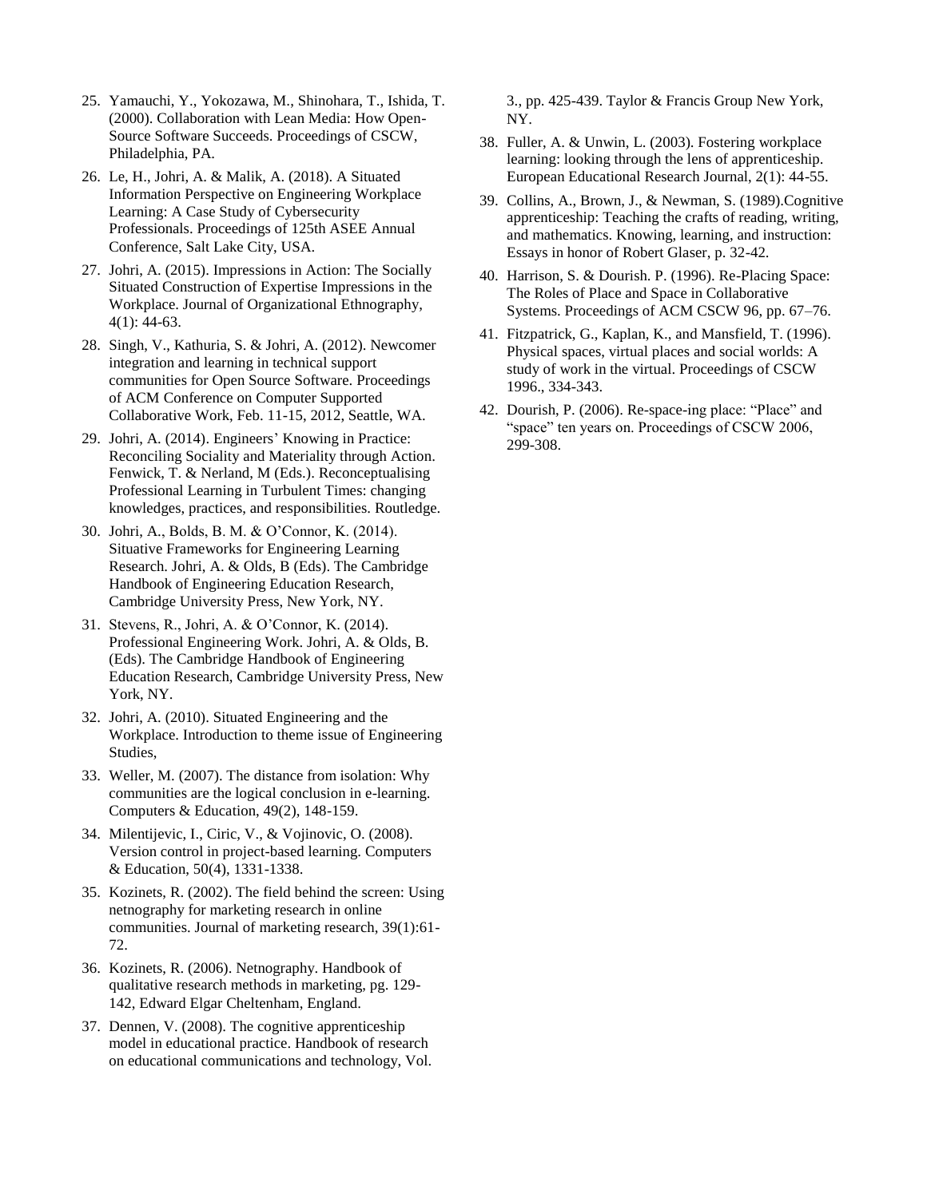25. Yamauchi, Y., Yokozawa, M., Shinohara, T., Ishida, T. (2000). Collaboration with Lean Media: How Open-Source Software Succeeds. Proceedings of CSCW, Philadelphia, PA.
26. Le, H., Johri, A. & Malik, A. (2018). A Situated Information Perspective on Engineering Workplace Learning: A Case Study of Cybersecurity Professionals. Proceedings of 125th ASEE Annual Conference, Salt Lake City, USA.
27. Johri, A. (2015). Impressions in Action: The Socially Situated Construction of Expertise Impressions in the Workplace. Journal of Organizational Ethnography, 4(1): 44-63.
28. Singh, V., Kathuria, S. & Johri, A. (2012). Newcomer integration and learning in technical support communities for Open Source Software. Proceedings of ACM Conference on Computer Supported Collaborative Work, Feb. 11-15, 2012, Seattle, WA.
29. Johri, A. (2014). Engineers' Knowing in Practice: Reconciling Sociality and Materiality through Action. Fenwick, T. & Nerland, M (Eds.). Reconceptualising Professional Learning in Turbulent Times: changing knowledges, practices, and responsibilities. Routledge.
30. Johri, A., Bolds, B. M. & O'Connor, K. (2014). Situative Frameworks for Engineering Learning Research. Johri, A. & Olds, B (Eds). The Cambridge Handbook of Engineering Education Research, Cambridge University Press, New York, NY.
31. Stevens, R., Johri, A. & O'Connor, K. (2014). Professional Engineering Work. Johri, A. & Olds, B. (Eds). The Cambridge Handbook of Engineering Education Research, Cambridge University Press, New York, NY.
32. Johri, A. (2010). Situated Engineering and the Workplace. Introduction to theme issue of Engineering Studies,
33. Weller, M. (2007). The distance from isolation: Why communities are the logical conclusion in e-learning. Computers & Education, 49(2), 148-159.
34. Milentijevic, I., Ciric, V., & Vojinovic, O. (2008). Version control in project-based learning. Computers & Education, 50(4), 1331-1338.
35. Kozinets, R. (2002). The field behind the screen: Using netnography for marketing research in online communities. Journal of marketing research, 39(1):61-72.
36. Kozinets, R. (2006). Netnography. Handbook of qualitative research methods in marketing, pg. 129-142, Edward Elgar Cheltenham, England.
37. Dennen, V. (2008). The cognitive apprenticeship model in educational practice. Handbook of research on educational communications and technology, Vol. 3., pp. 425-439. Taylor & Francis Group New York, NY.
38. Fuller, A. & Unwin, L. (2003). Fostering workplace learning: looking through the lens of apprenticeship. European Educational Research Journal, 2(1): 44-55.
39. Collins, A., Brown, J., & Newman, S. (1989).Cognitive apprenticeship: Teaching the crafts of reading, writing, and mathematics. Knowing, learning, and instruction: Essays in honor of Robert Glaser, p. 32-42.
40. Harrison, S. & Dourish. P. (1996). Re-Placing Space: The Roles of Place and Space in Collaborative Systems. Proceedings of ACM CSCW 96, pp. 67–76.
41. Fitzpatrick, G., Kaplan, K., and Mansfield, T. (1996). Physical spaces, virtual places and social worlds: A study of work in the virtual. Proceedings of CSCW 1996., 334-343.
42. Dourish, P. (2006). Re-space-ing place: "Place" and "space" ten years on. Proceedings of CSCW 2006, 299-308.